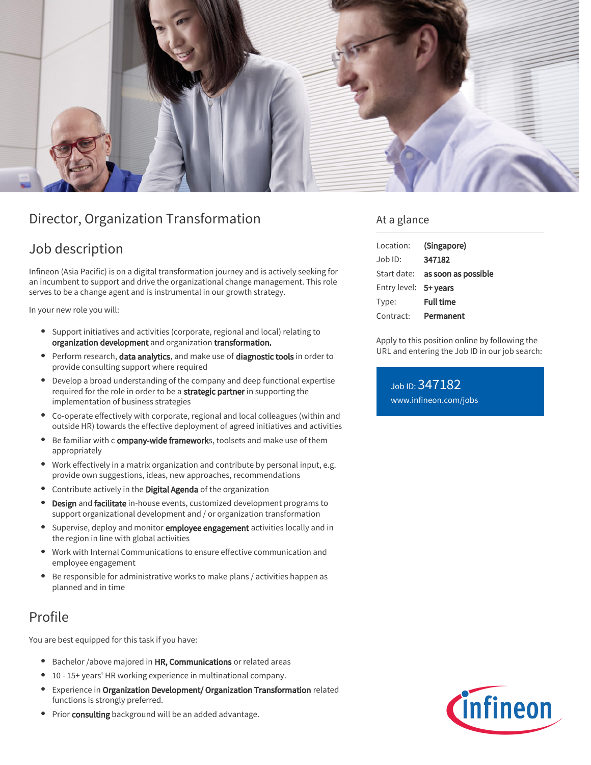# Director, Organization Transformation

## Job description

Infineon (Asia Pacific) is on a digital transformation journey and is actively seeking for an incumbent to support and drive the organizational change management. This role serves to be a change agent and is instrumental in our growth strategy.

In your new role you will:

- Support initiatives and activities (corporate, regional and local) relating to **organization development** and organization **transformation.**
- Perform research, **data analytics**, and make use of **diagnostic tools** in order to provide consulting support where required
- Develop a broad understanding of the company and deep functional expertise required for the role in order to be a **strategic partner** in supporting the implementation of business strategies
- Co-operate effectively with corporate, regional and local colleagues (within and outside HR) towards the effective deployment of agreed initiatives and activities
- Be familiar with c **ompany-wide framework**s, toolsets and make use of them appropriately
- Work effectively in a matrix organization and contribute by personal input, e.g. provide own suggestions, ideas, new approaches, recommendations
- Contribute actively in the **Digital Agenda** of the organization
- **Design** and **facilitate** in-house events, customized development programs to support organizational development and / or organization transformation
- Supervise, deploy and monitor **employee engagement** activities locally and in the region in line with global activities
- Work with Internal Communications to ensure effective communication and employee engagement
- Be responsible for administrative works to make plans / activities happen as planned and in time

## Profile

You are best equipped for this task if you have:

- Bachelor /above majored in **HR, Communications** or related areas
- 10 - 15+ years' HR working experience in multinational company.
- Experience in **Organization Development/ Organization Transformation** related functions is strongly preferred.
- Prior **consulting** background will be an added advantage.

## At a glance

| | |
|---|---|
| Location: | **(Singapore)** |
| Job ID: | **347182** |
| Start date: | **as soon as possible** |
| Entry level: | **5+ years** |
| Type: | **Full time** |
| Contract: | **Permanent** |

Apply to this position online by following the URL and entering the Job ID in our job search:

Job ID: 347182
www.infineon.com/jobs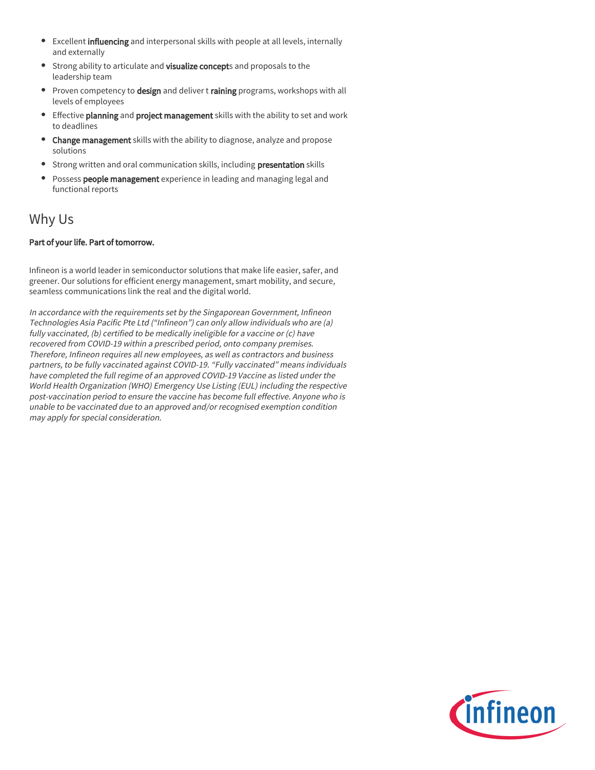- Excellent **influencing** and interpersonal skills with people at all levels, internally and externally
- Strong ability to articulate and **visualize concept**s and proposals to the leadership team
- Proven competency to **design** and deliver t **raining** programs, workshops with all levels of employees
- Effective **planning** and **project management** skills with the ability to set and work to deadlines
- **Change management** skills with the ability to diagnose, analyze and propose solutions
- Strong written and oral communication skills, including **presentation** skills
- Possess **people management** experience in leading and managing legal and functional reports

## Why Us

**Part of your life. Part of tomorrow.**

Infineon is a world leader in semiconductor solutions that make life easier, safer, and greener. Our solutions for efficient energy management, smart mobility, and secure, seamless communications link the real and the digital world.

*In accordance with the requirements set by the Singaporean Government, Infineon Technologies Asia Pacific Pte Ltd ("Infineon") can only allow individuals who are (a) fully vaccinated, (b) certified to be medically ineligible for a vaccine or (c) have recovered from COVID-19 within a prescribed period, onto company premises. Therefore, Infineon requires all new employees, as well as contractors and business partners, to be fully vaccinated against COVID-19. "Fully vaccinated" means individuals have completed the full regime of an approved COVID-19 Vaccine as listed under the World Health Organization (WHO) Emergency Use Listing (EUL) including the respective post-vaccination period to ensure the vaccine has become full effective. Anyone who is unable to be vaccinated due to an approved and/or recognised exemption condition may apply for special consideration.*